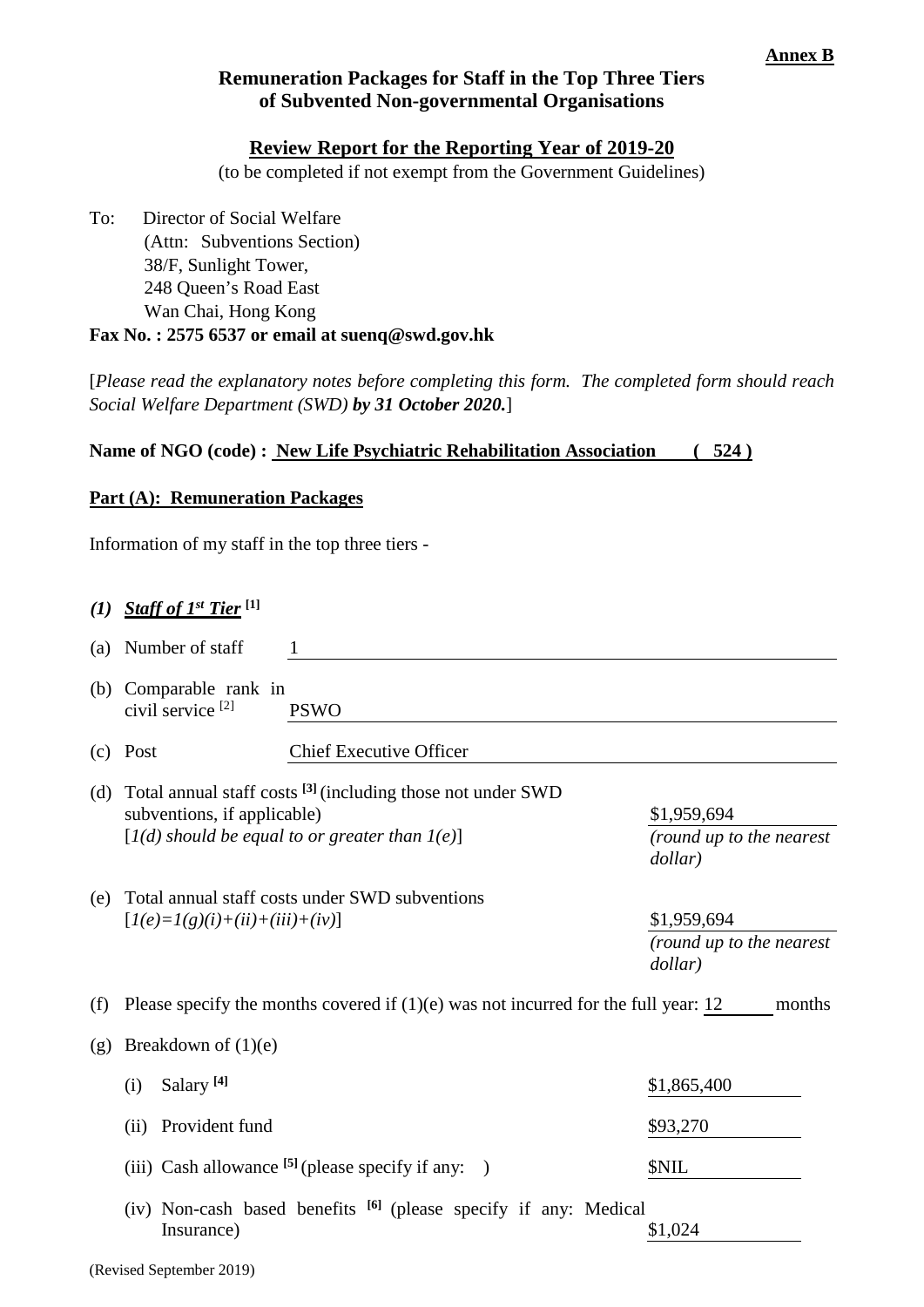**Annex B**

**Remuneration Packages for Staff in the Top Three Tiers of Subvented Non-governmental Organisations**

**Review Report for the Reporting Year of 2019-20**

(to be completed if not exempt from the Government Guidelines)

To: Director of Social Welfare
(Attn: Subventions Section)
38/F, Sunlight Tower,
248 Queen's Road East
Wan Chai, Hong Kong

**Fax No. : 2575 6537 or email at suenq@swd.gov.hk**

[*Please read the explanatory notes before completing this form. The completed form should reach Social Welfare Department (SWD)* ***by 31 October 2020.***]

**Name of NGO (code) : New Life Psychiatric Rehabilitation Association ( 524 )**

**Part (A): Remuneration Packages**

Information of my staff in the top three tiers -

***(1) Staff of 1st Tier [1]***

(a) Number of staff: 1

(b) Comparable rank in civil service [2]: PSWO

(c) Post: Chief Executive Officer

(d) Total annual staff costs [3] (including those not under SWD subventions, if applicable) [*1(d) should be equal to or greater than 1(e)*]: $1,959,694 *(round up to the nearest dollar)*

(e) Total annual staff costs under SWD subventions [*1(e)=1(g)(i)+(ii)+(iii)+(iv)*]: $1,959,694 *(round up to the nearest dollar)*

(f) Please specify the months covered if (1)(e) was not incurred for the full year: 12 months

(g) Breakdown of (1)(e)

(i) Salary [4]: $1,865,400

(ii) Provident fund: $93,270

(iii) Cash allowance [5] (please specify if any: ): $NIL

(iv) Non-cash based benefits [6] (please specify if any: Medical Insurance): $1,024

(Revised September 2019)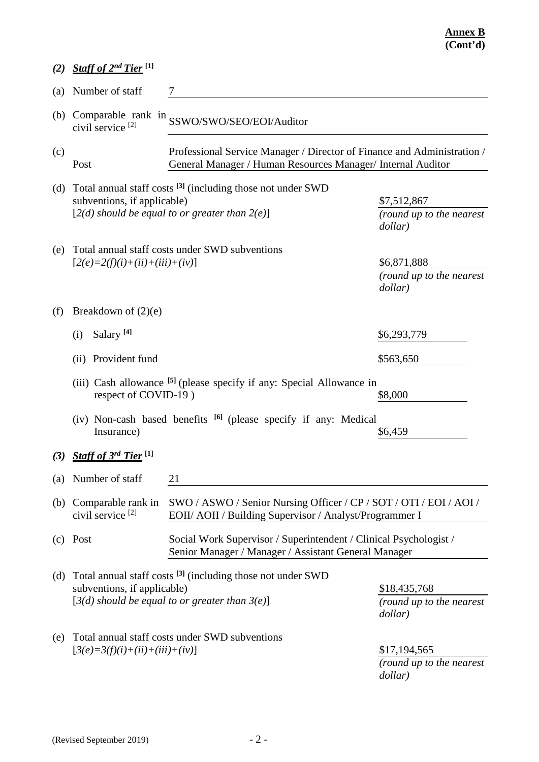**Annex B**
**(Cont'd)**

***(2) Staff of 2nd Tier*** **[1]**

(a) Number of staff: 7

(b) Comparable rank in civil service [2]: SSWO/SWO/SEO/EOI/Auditor

(c) Post: Professional Service Manager / Director of Finance and Administration / General Manager / Human Resources Manager/ Internal Auditor

(d) Total annual staff costs **[3]** (including those not under SWD subventions, if applicable)
[*2(d) should be equal to or greater than 2(e)*]
$7,512,867
*(round up to the nearest dollar)*

(e) Total annual staff costs under SWD subventions
[*2(e)=2(f)(i)+(ii)+(iii)+(iv)*]
$6,871,888
*(round up to the nearest dollar)*

(f) Breakdown of (2)(e)

(i) Salary **[4]** — $6,293,779

(ii) Provident fund — $563,650

(iii) Cash allowance **[5]** (please specify if any: Special Allowance in respect of COVID-19 ) — $8,000

(iv) Non-cash based benefits **[6]** (please specify if any: Medical Insurance) — $6,459

***(3) Staff of 3rd Tier*** **[1]**

(a) Number of staff: 21

(b) Comparable rank in civil service [2]: SWO / ASWO / Senior Nursing Officer / CP / SOT / OTI / EOI / AOI / EOII/ AOII / Building Supervisor / Analyst/Programmer I

(c) Post: Social Work Supervisor / Superintendent / Clinical Psychologist / Senior Manager / Manager / Assistant General Manager

(d) Total annual staff costs **[3]** (including those not under SWD subventions, if applicable)
[*3(d) should be equal to or greater than 3(e)*]
$18,435,768
*(round up to the nearest dollar)*

(e) Total annual staff costs under SWD subventions
[*3(e)=3(f)(i)+(ii)+(iii)+(iv)*]
$17,194,565
*(round up to the nearest dollar)*

(Revised September 2019)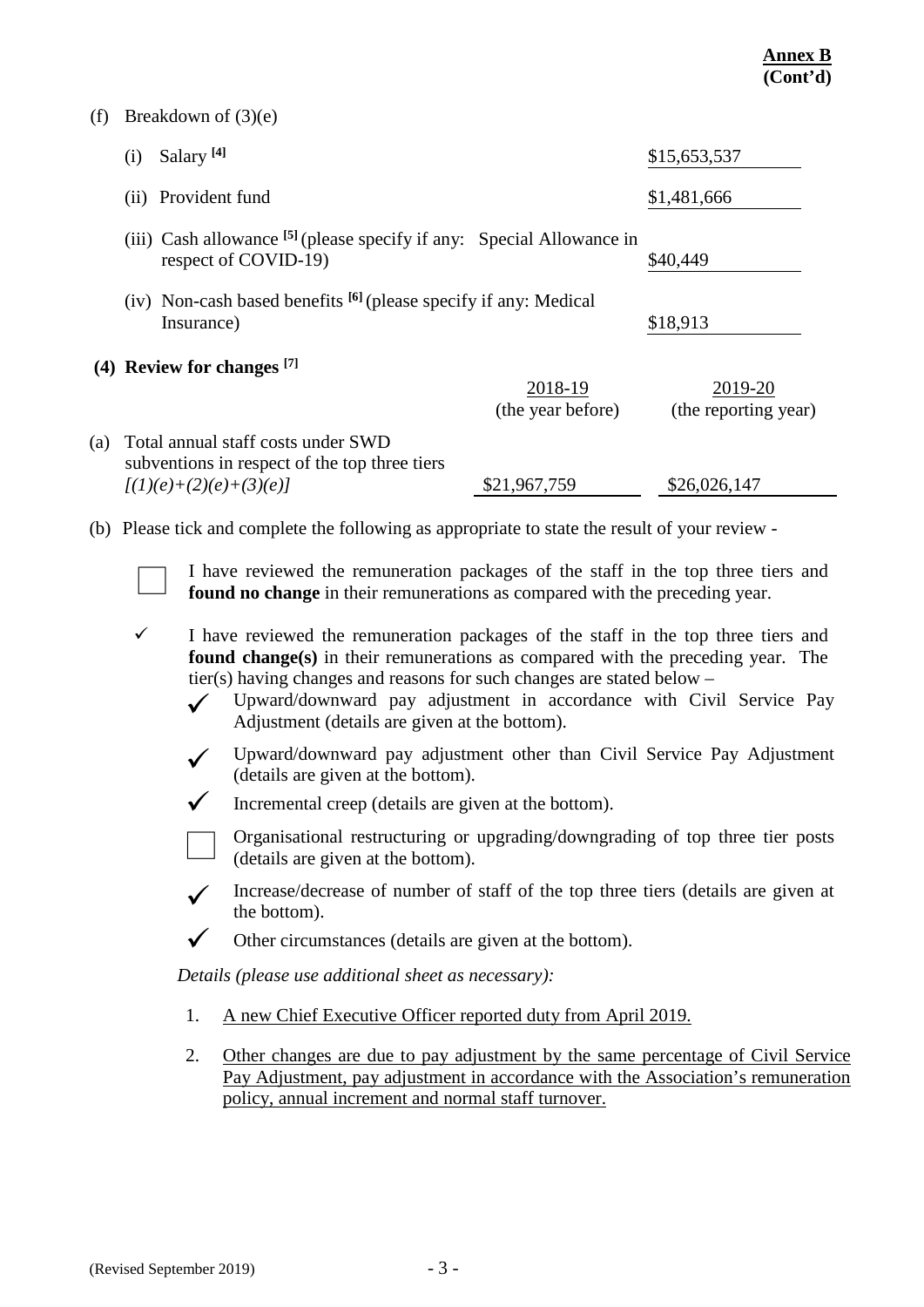**Annex B**
**(Cont'd)**

(f) Breakdown of (3)(e)

| | |
|---|---|
| (i) Salary [4] | \$15,653,537 |
| (ii) Provident fund | \$1,481,666 |
| (iii) Cash allowance [5] (please specify if any: Special Allowance in respect of COVID-19) | \$40,449 |
| (iv) Non-cash based benefits [6] (please specify if any: Medical Insurance) | \$18,913 |

**(4) Review for changes [7]**

| | 2018-19 (the year before) | 2019-20 (the reporting year) |
|---|---|---|
| (a) Total annual staff costs under SWD subventions in respect of the top three tiers *[(1)(e)+(2)(e)+(3)(e)]* | \$21,967,759 | \$26,026,147 |

(b) Please tick and complete the following as appropriate to state the result of your review -

☐ I have reviewed the remuneration packages of the staff in the top three tiers and **found no change** in their remunerations as compared with the preceding year.

✓ I have reviewed the remuneration packages of the staff in the top three tiers and **found change(s)** in their remunerations as compared with the preceding year. The tier(s) having changes and reasons for such changes are stated below –

- ✓ Upward/downward pay adjustment in accordance with Civil Service Pay Adjustment (details are given at the bottom).
- ✓ Upward/downward pay adjustment other than Civil Service Pay Adjustment (details are given at the bottom).
- ✓ Incremental creep (details are given at the bottom).
- ☐ Organisational restructuring or upgrading/downgrading of top three tier posts (details are given at the bottom).
- ✓ Increase/decrease of number of staff of the top three tiers (details are given at the bottom).
- ✓ Other circumstances (details are given at the bottom).

*Details (please use additional sheet as necessary):*

1. A new Chief Executive Officer reported duty from April 2019.
2. Other changes are due to pay adjustment by the same percentage of Civil Service Pay Adjustment, pay adjustment in accordance with the Association's remuneration policy, annual increment and normal staff turnover.

(Revised September 2019)